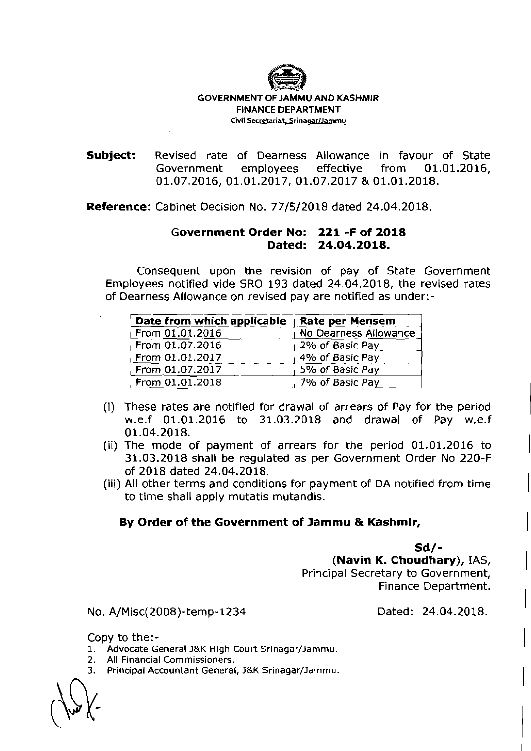**GOVERNMENT OF JAMMU AND KASHMIR**
**FINANCE DEPARTMENT**
Civil Secretariat, Srinagar/Jammu

**Subject:** Revised rate of Dearness Allowance in favour of State Government employees effective from 01.01.2016, 01.07.2016, 01.01.2017, 01.07.2017 & 01.01.2018.

**Reference:** Cabinet Decision No. 77/5/2018 dated 24.04.2018.

**Government Order No: 221 -F of 2018**
**Dated: 24.04.2018.**

Consequent upon the revision of pay of State Government Employees notified vide SRO 193 dated 24.04.2018, the revised rates of Dearness Allowance on revised pay are notified as under:-

| Date from which applicable | Rate per Mensem |
|---|---|
| From 01.01.2016 | No Dearness Allowance |
| From 01.07.2016 | 2% of Basic Pay |
| From 01.01.2017 | 4% of Basic Pay |
| From 01.07.2017 | 5% of Basic Pay |
| From 01.01.2018 | 7% of Basic Pay |

(i) These rates are notified for drawal of arrears of Pay for the period w.e.f 01.01.2016 to 31.03.2018 and drawal of Pay w.e.f 01.04.2018.
(ii) The mode of payment of arrears for the period 01.01.2016 to 31.03.2018 shall be regulated as per Government Order No 220-F of 2018 dated 24.04.2018.
(iii) All other terms and conditions for payment of DA notified from time to time shall apply mutatis mutandis.

**By Order of the Government of Jammu & Kashmir,**

**Sd/-**
(**Navin K. Choudhary**), IAS,
Principal Secretary to Government,
Finance Department.

No. A/Misc(2008)-temp-1234 Dated: 24.04.2018.

Copy to the:-
1. Advocate General J&K High Court Srinagar/Jammu.
2. All Financial Commissioners.
3. Principal Accountant General, J&K Srinagar/Jammu.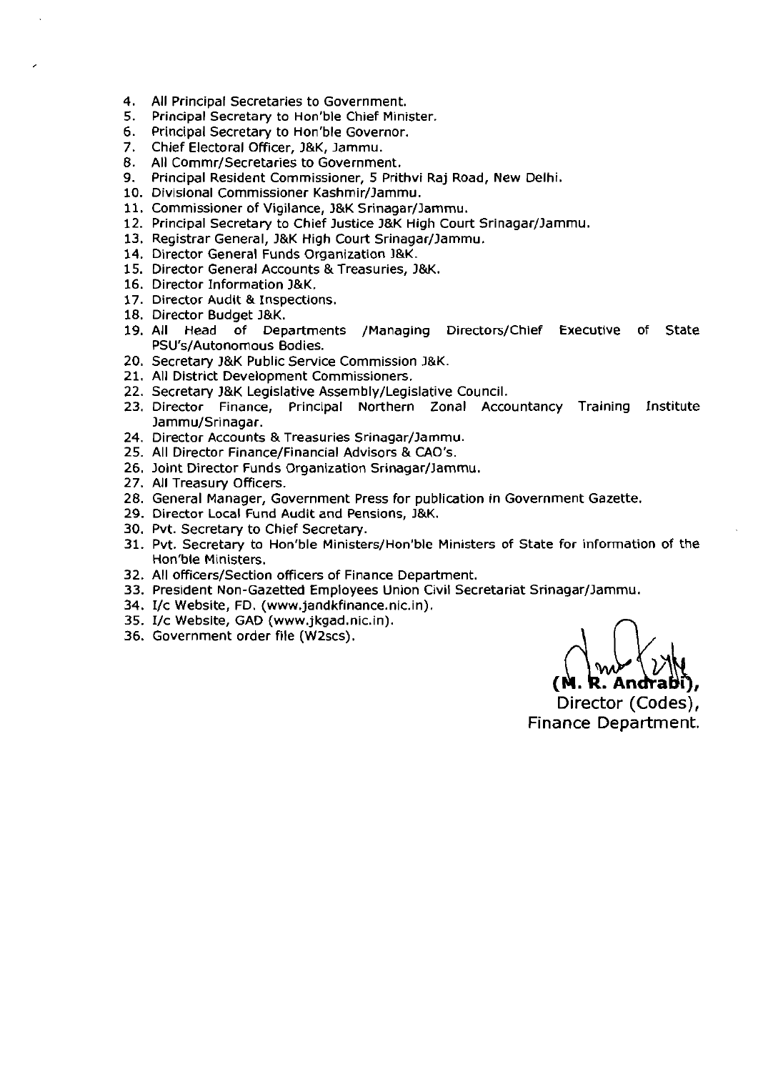4. All Principal Secretaries to Government.
5. Principal Secretary to Hon'ble Chief Minister.
6. Principal Secretary to Hon'ble Governor.
7. Chief Electoral Officer, J&K, Jammu.
8. All Commr/Secretaries to Government.
9. Principal Resident Commissioner, 5 Prithvi Raj Road, New Delhi.
10. Divisional Commissioner Kashmir/Jammu.
11. Commissioner of Vigilance, J&K Srinagar/Jammu.
12. Principal Secretary to Chief Justice J&K High Court Srinagar/Jammu.
13. Registrar General, J&K High Court Srinagar/Jammu.
14. Director General Funds Organization J&K.
15. Director General Accounts & Treasuries, J&K.
16. Director Information J&K.
17. Director Audit & Inspections.
18. Director Budget J&K.
19. All Head of Departments /Managing Directors/Chief Executive of State PSU's/Autonomous Bodies.
20. Secretary J&K Public Service Commission J&K.
21. All District Development Commissioners.
22. Secretary J&K Legislative Assembly/Legislative Council.
23. Director Finance, Principal Northern Zonal Accountancy Training Institute Jammu/Srinagar.
24. Director Accounts & Treasuries Srinagar/Jammu.
25. All Director Finance/Financial Advisors & CAO's.
26. Joint Director Funds Organization Srinagar/Jammu.
27. All Treasury Officers.
28. General Manager, Government Press for publication in Government Gazette.
29. Director Local Fund Audit and Pensions, J&K.
30. Pvt. Secretary to Chief Secretary.
31. Pvt. Secretary to Hon'ble Ministers/Hon'ble Ministers of State for information of the Hon'ble Ministers.
32. All officers/Section officers of Finance Department.
33. President Non-Gazetted Employees Union Civil Secretariat Srinagar/Jammu.
34. I/c Website, FD. (www.jandkfinance.nic.in).
35. I/c Website, GAD (www.jkgad.nic.in).
36. Government order file (W2scs).

**(M. R. Andrabi),**
Director (Codes),
Finance Department.